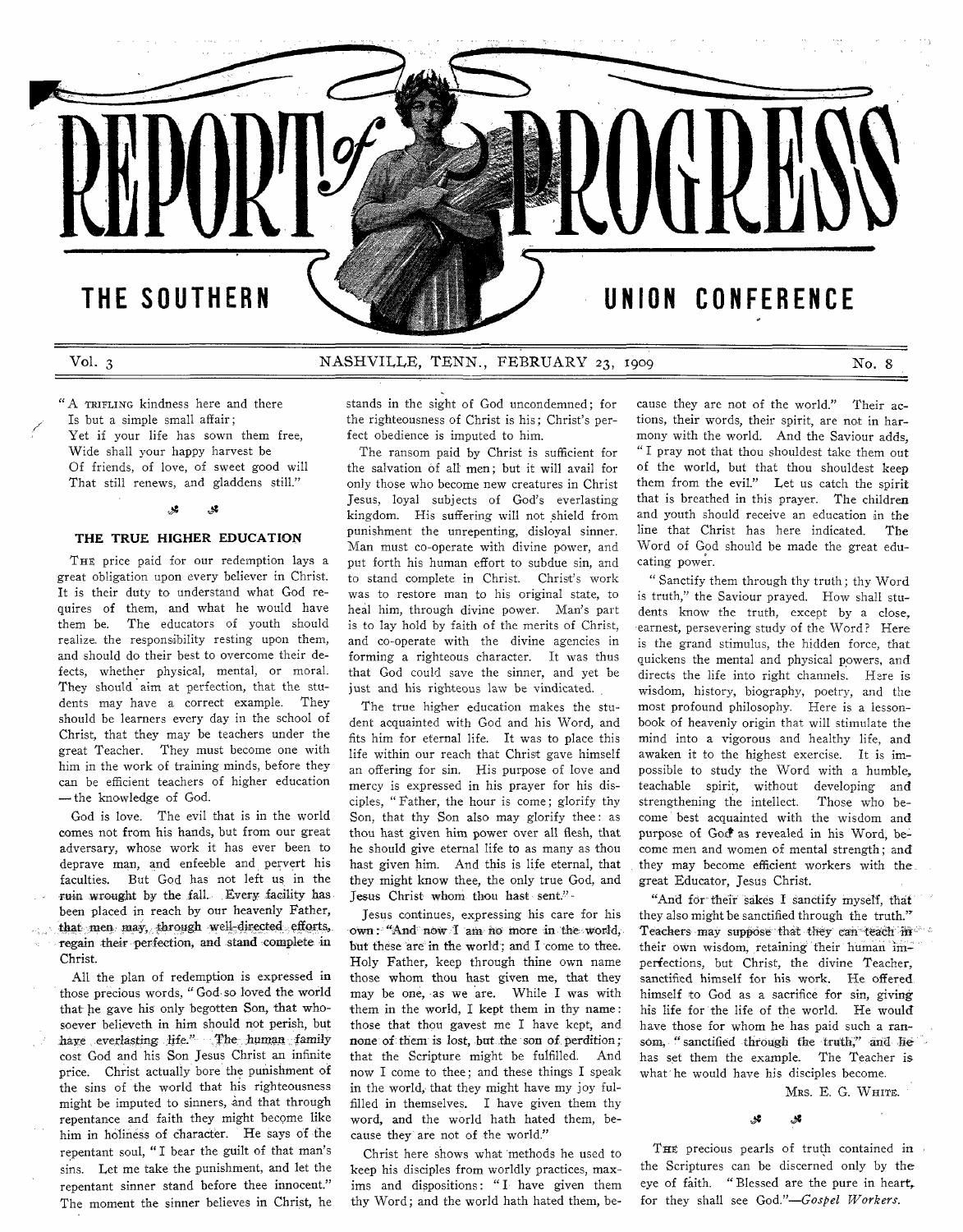# REPORT of PROGRESS

## THE SOUTHERN UNION CONFERENCE

Vol. 3 NASHVILLE, TENN., FEBRUARY 23, 1909 No. 8

"A TRIFLING kindness here and there
Is but a simple small affair;
Yet if your life has sown them free,
Wide shall your happy harvest be
Of friends, of love, of sweet good will
That still renews, and gladdens still."

### THE TRUE HIGHER EDUCATION

THE price paid for our redemption lays a great obligation upon every believer in Christ. It is their duty to understand what God requires of them, and what he would have them be. The educators of youth should realize the responsibility resting upon them, and should do their best to overcome their defects, whether physical, mental, or moral. They should aim at perfection, that the students may have a correct example. They should be learners every day in the school of Christ, that they may be teachers under the great Teacher. They must become one with him in the work of training minds, before they can be efficient teachers of higher education — the knowledge of God.

God is love. The evil that is in the world comes not from his hands, but from our great adversary, whose work it has ever been to deprave man, and enfeeble and pervert his faculties. But God has not left us in the ruin wrought by the fall. Every facility has been placed in reach by our heavenly Father, that men may, through well-directed efforts, regain their perfection, and stand complete in Christ.

All the plan of redemption is expressed in those precious words, "God so loved the world that he gave his only begotten Son, that whosoever believeth in him should not perish, but have everlasting life." The human family cost God and his Son Jesus Christ an infinite price. Christ actually bore the punishment of the sins of the world that his righteousness might be imputed to sinners, and that through repentance and faith they might become like him in holiness of character. He says of the repentant soul, "I bear the guilt of that man's sins. Let me take the punishment, and let the repentant sinner stand before thee innocent." The moment the sinner believes in Christ, he stands in the sight of God uncondemned; for the righteousness of Christ is his; Christ's perfect obedience is imputed to him.

The ransom paid by Christ is sufficient for the salvation of all men; but it will avail for only those who become new creatures in Christ Jesus, loyal subjects of God's everlasting kingdom. His suffering will not shield from punishment the unrepenting, disloyal sinner. Man must co-operate with divine power, and put forth his human effort to subdue sin, and to stand complete in Christ. Christ's work was to restore man to his original state, to heal him, through divine power. Man's part is to lay hold by faith of the merits of Christ, and co-operate with the divine agencies in forming a righteous character. It was thus that God could save the sinner, and yet be just and his righteous law be vindicated.

The true higher education makes the student acquainted with God and his Word, and fits him for eternal life. It was to place this life within our reach that Christ gave himself an offering for sin. His purpose of love and mercy is expressed in his prayer for his disciples, "Father, the hour is come; glorify thy Son, that thy Son also may glorify thee: as thou hast given him power over all flesh, that he should give eternal life to as many as thou hast given him. And this is life eternal, that they might know thee, the only true God, and Jesus Christ whom thou hast sent."

Jesus continues, expressing his care for his own: "And now I am no more in the world, but these are in the world; and I come to thee. Holy Father, keep through thine own name those whom thou hast given me, that they may be one, as we are. While I was with them in the world, I kept them in thy name: those that thou gavest me I have kept, and none of them is lost, but the son of perdition; that the Scripture might be fulfilled. And now I come to thee; and these things I speak in the world, that they might have my joy fulfilled in themselves. I have given them thy word, and the world hath hated them, because they are not of the world."

Christ here shows what methods he used to keep his disciples from worldly practices, maxims and dispositions: "I have given them thy Word; and the world hath hated them, because they are not of the world." Their actions, their words, their spirit, are not in harmony with the world. And the Saviour adds, "I pray not that thou shouldest take them out of the world, but that thou shouldest keep them from the evil." Let us catch the spirit that is breathed in this prayer. The children and youth should receive an education in the line that Christ has here indicated. The Word of God should be made the great educating power.

"Sanctify them through thy truth; thy Word is truth," the Saviour prayed. How shall students know the truth, except by a close, earnest, persevering study of the Word? Here is the grand stimulus, the hidden force, that quickens the mental and physical powers, and directs the life into right channels. Here is wisdom, history, biography, poetry, and the most profound philosophy. Here is a lesson-book of heavenly origin that will stimulate the mind into a vigorous and healthy life, and awaken it to the highest exercise. It is impossible to study the Word with a humble, teachable spirit, without developing and strengthening the intellect. Those who become best acquainted with the wisdom and purpose of God as revealed in his Word, become men and women of mental strength; and they may become efficient workers with the great Educator, Jesus Christ.

"And for their sakes I sanctify myself, that they also might be sanctified through the truth." Teachers may suppose that they can teach in their own wisdom, retaining their human imperfections, but Christ, the divine Teacher, sanctified himself for his work. He offered himself to God as a sacrifice for sin, giving his life for the life of the world. He would have those for whom he has paid such a ransom, "sanctified through the truth," and he has set them the example. The Teacher is what he would have his disciples become.

MRS. E. G. WHITE.

THE precious pearls of truth contained in the Scriptures can be discerned only by the eye of faith. "Blessed are the pure in heart, for they shall see God."—*Gospel Workers.*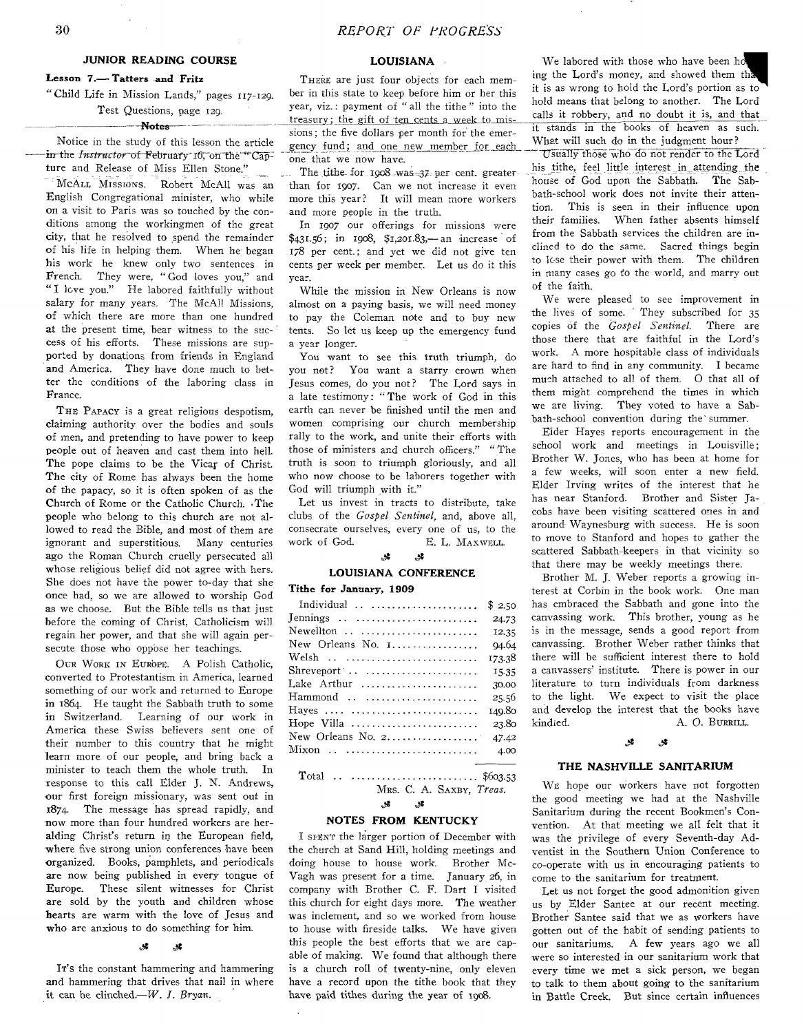## JUNIOR READING COURSE

**Lesson 7.— Tatters and Fritz**

"Child Life in Mission Lands," pages 117-129.

Test Questions, page 129.

**Notes**

Notice in the study of this lesson the article in the *Instructor* of February 16, on the "Capture and Release of Miss Ellen Stone."

MCALL MISSIONS. Robert McAll was an English Congregational minister, who while on a visit to Paris was so touched by the conditions among the workingmen of the great city, that he resolved to spend the remainder of his life in helping them. When he began his work he knew only two sentences in French. They were, "God loves you," and "I love you." He labored faithfully without salary for many years. The McAll Missions, of which there are more than one hundred at the present time, bear witness to the success of his efforts. These missions are supported by donations from friends in England and America. They have done much to better the conditions of the laboring class in France.

THE PAPACY is a great religious despotism, claiming authority over the bodies and souls of men, and pretending to have power to keep people out of heaven and cast them into hell. The pope claims to be the Vicar of Christ. The city of Rome has always been the home of the papacy, so it is often spoken of as the Church of Rome or the Catholic Church. The people who belong to this church are not allowed to read the Bible, and most of them are ignorant and superstitious. Many centuries ago the Roman Church cruelly persecuted all whose religious belief did not agree with hers. She does not have the power to-day that she once had, so we are allowed to worship God as we choose. But the Bible tells us that just before the coming of Christ, Catholicism will regain her power, and that she will again persecute those who oppose her teachings.

OUR WORK IN EUROPE. A Polish Catholic, converted to Protestantism in America, learned something of our work and returned to Europe in 1864. He taught the Sabbath truth to some in Switzerland. Learning of our work in America these Swiss believers sent one of their number to this country that he might learn more of our people, and bring back a minister to teach them the whole truth. In response to this call Elder J. N. Andrews, our first foreign missionary, was sent out in 1874. The message has spread rapidly, and now more than four hundred workers are heralding Christ's return in the European field, where five strong union conferences have been organized. Books, pamphlets, and periodicals are now being published in every tongue of Europe. These silent witnesses for Christ are sold by the youth and children whose hearts are warm with the love of Jesus and who are anxious to do something for him.

IT's the constant hammering and hammering and hammering that drives that nail in where it can be clinched.—*W. J. Bryan.*

## LOUISIANA

THERE are just four objects for each member in this state to keep before him or her this year, viz.: payment of "all the tithe" into the treasury; the gift of ten cents a week to missions; the five dollars per month for the emergency fund; and one new member for each one that we now have.

The tithe for 1908 was 37 per cent. greater than for 1907. Can we not increase it even more this year? It will mean more workers and more people in the truth.

In 1907 our offerings for missions were $431.56; in 1908, $1,201.83,—an increase of 178 per cent.; and yet we did not give ten cents per week per member. Let us do it this year.

While the mission in New Orleans is now almost on a paying basis, we will need money to pay the Coleman note and to buy new tents. So let us keep up the emergency fund a year longer.

You want to see this truth triumph, do you not? You want a starry crown when Jesus comes, do you not? The Lord says in a late testimony: "The work of God in this earth can never be finished until the men and women comprising our church membership rally to the work, and unite their efforts with those of ministers and church officers." "The truth is soon to triumph gloriously, and all who now choose to be laborers together with God will triumph with it."

Let us invest in tracts to distribute, take clubs of the *Gospel Sentinel*, and, above all, consecrate ourselves, every one of us, to the work of God.

E. L. MAXWELL.

## LOUISIANA CONFERENCE

**Tithe for January, 1909**

| | |
|---|---|
| Individual | $ 2.50 |
| Jennings | 24.73 |
| Newellton | 12.35 |
| New Orleans No. 1 | 94.64 |
| Welsh | 173.38 |
| Shreveport | 15.35 |
| Lake Arthur | 30.00 |
| Hammond | 25.56 |
| Hayes | 149.80 |
| Hope Villa | 23.80 |
| New Orleans No. 2 | 47.42 |
| Mixon | 4.00 |
| Total | $603.53 |

MRS. C. A. SAXBY, *Treas.*

## NOTES FROM KENTUCKY

I SPENT the larger portion of December with the church at Sand Hill, holding meetings and doing house to house work. Brother McVagh was present for a time. January 26, in company with Brother C. F. Dart I visited this church for eight days more. The weather was inclement, and so we worked from house to house with fireside talks. We have given this people the best efforts that we are capable of making. We found that although there is a church roll of twenty-nine, only eleven have a record upon the tithe book that they have paid tithes during the year of 1908.

We labored with those who have been holding the Lord's money, and showed them that it is as wrong to hold the Lord's portion as to hold means that belong to another. The Lord calls it robbery, and no doubt it is, and that it stands in the books of heaven as such. What will such do in the judgment hour?

Usually those who do not render to the Lord his tithe, feel little interest in attending the house of God upon the Sabbath. The Sabbath-school work does not invite their attention. This is seen in their influence upon their families. When father absents himself from the Sabbath services the children are inclined to do the same. Sacred things begin to lose their power with them. The children in many cases go to the world, and marry out of the faith.

We were pleased to see improvement in the lives of some. They subscribed for 35 copies of the *Gospel Sentinel.* There are those there that are faithful in the Lord's work. A more hospitable class of individuals are hard to find in any community. I became much attached to all of them. O that all of them might comprehend the times in which we are living. They voted to have a Sabbath-school convention during the summer.

Elder Hayes reports encouragement in the school work and meetings in Louisville; Brother W. Jones, who has been at home for a few weeks, will soon enter a new field. Elder Irving writes of the interest that he has near Stanford. Brother and Sister Jacobs have been visiting scattered ones in and around Waynesburg with success. He is soon to move to Stanford and hopes to gather the scattered Sabbath-keepers in that vicinity so that there may be weekly meetings there.

Brother M. J. Weber reports a growing interest at Corbin in the book work. One man has embraced the Sabbath and gone into the canvassing work. This brother, young as he is in the message, sends a good report from canvassing. Brother Weber rather thinks that there will be sufficient interest there to hold a canvassers' institute. There is power in our literature to turn individuals from darkness to the light. We expect to visit the place and develop the interest that the books have kindled.

A. O. BURRILL.

## THE NASHVILLE SANITARIUM

WE hope our workers have not forgotten the good meeting we had at the Nashville Sanitarium during the recent Bookmen's Convention. At that meeting we all felt that it was the privilege of every Seventh-day Adventist in the Southern Union Conference to co-operate with us in encouraging patients to come to the sanitarium for treatment.

Let us not forget the good admonition given us by Elder Santee at our recent meeting. Brother Santee said that we as workers have gotten out of the habit of sending patients to our sanitariums. A few years ago we all were so interested in our sanitarium work that every time we met a sick person, we began to talk to them about going to the sanitarium in Battle Creek. But since certain influences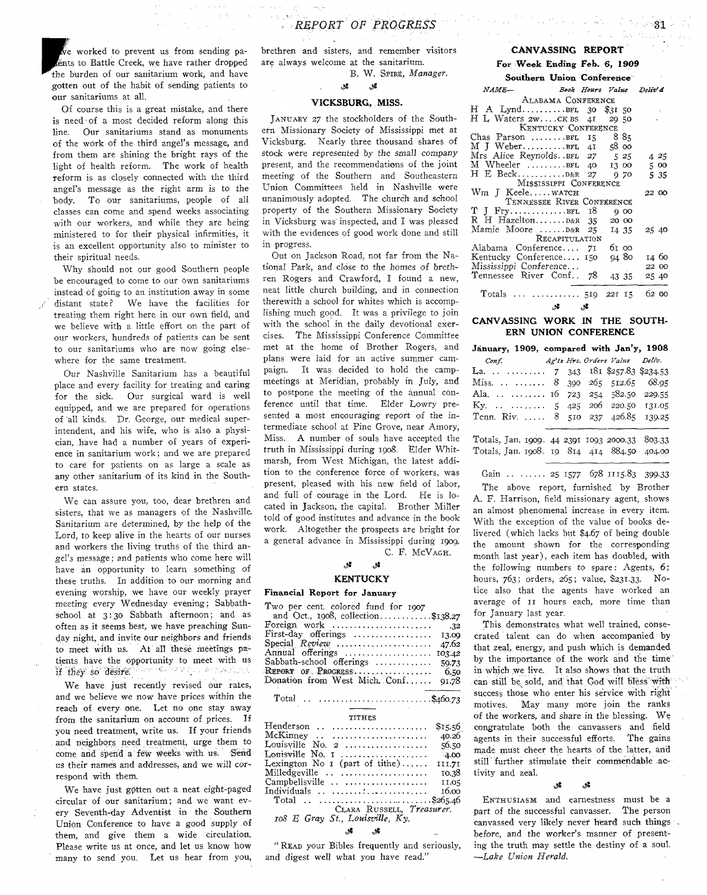have worked to prevent us from sending patients to Battle Creek, we have rather dropped the burden of our sanitarium work, and have gotten out of the habit of sending patients to our sanitariums at all.

Of course this is a great mistake, and there is need of a most decided reform along this line. Our sanitariums stand as monuments of the work of the third angel's message, and from them are shining the bright rays of the light of health reform. The work of health reform is as closely connected with the third angel's message as the right arm is to the body. To our sanitariums, people of all classes can come and spend weeks associating with our workers, and while they are being ministered to for their physical infirmities, it is an excellent opportunity also to minister to their spiritual needs.

Why should not our good Southern people be encouraged to come to our own sanitariums instead of going to an institution away in some distant state? We have the facilities for treating them right here in our own field, and we believe with a little effort on the part of our workers, hundreds of patients can be sent to our sanitariums who are now going elsewhere for the same treatment.

Our Nashville Sanitarium has a beautiful place and every facility for treating and caring for the sick. Our surgical ward is well equipped, and we are prepared for operations of all kinds. Dr. George, our medical superintendent, and his wife, who is also a physician, have had a number of years of experience in sanitarium work; and we are prepared to care for patients on as large a scale as any other sanitarium of its kind in the Southern states.

We can assure you, too, dear brethren and sisters, that we as managers of the Nashville Sanitarium are determined, by the help of the Lord, to keep alive in the hearts of our nurses and workers the living truths of the third angel's message; and patients who come here will have an opportunity to learn something of these truths. In addition to our morning and evening worship, we have our weekly prayer meeting every Wednesday evening; Sabbath-school at 3:30 Sabbath afternoon; and as often as it seems best, we have preaching Sunday night, and invite our neighbors and friends to meet with us. At all these meetings patients have the opportunity to meet with us if they so desire.

We have just recently revised our rates, and we believe we now have prices within the reach of every one. Let no one stay away from the sanitarium on account of prices. If you need treatment, write us. If your friends and neighbors need treatment, urge them to come and spend a few weeks with us. Send us their names and addresses, and we will correspond with them.

We have just gotten out a neat eight-paged circular of our sanitarium; and we want every Seventh-day Adventist in the Southern Union Conference to have a good supply of them, and give them a wide circulation. Please write us at once, and let us know how many to send you. Let us hear from you, brethren and sisters, and remember visitors are always welcome at the sanitarium.

B. W. Spire, *Manager.*

## VICKSBURG, MISS.

January 27 the stockholders of the Southern Missionary Society of Mississippi met at Vicksburg. Nearly three thousand shares of stock were represented by the small company present, and the recommendations of the joint meeting of the Southern and Southeastern Union Committees held in Nashville were unanimously adopted. The church and school property of the Southern Missionary Society in Vicksburg was inspected, and I was pleased with the evidences of good work done and still in progress.

Out on Jackson Road, not far from the National Park, and close to the homes of brethren Rogers and Crawford, I found a new, neat little church building, and in connection therewith a school for whites which is accomplishing much good. It was a privilege to join with the school in the daily devotional exercises. The Mississippi Conference Committee met at the home of Brother Rogers, and plans were laid for an active summer campaign. It was decided to hold the campmeetings at Meridian, probably in July, and to postpone the meeting of the annual conference until that time. Elder Lowry presented a most encouraging report of the intermediate school at Pine Grove, near Amory, Miss. A number of souls have accepted the truth in Mississippi during 1908. Elder Whitmarsh, from West Michigan, the latest addition to the conference force of workers, was present, pleased with his new field of labor, and full of courage in the Lord. He is located in Jackson, the capital. Brother Miller told of good institutes and advance in the book work. Altogether the prospects are bright for a general advance in Mississippi during 1909.

C. F. McVagh.

## KENTUCKY

**Financial Report for January**

| | |
|---|---|
| Two per cent. colored fund for 1907 and Oct., 1908, collection | $138.27 |
| Foreign work | .32 |
| First-day offerings | 13.09 |
| Special *Review* | 47.62 |
| Annual offerings | 103.42 |
| Sabbath-school offerings | 59.73 |
| Report of Progress | 6.50 |
| Donation from West Mich. Conf. | 91.78 |
| Total | $460.73 |

TITHES

| | |
|---|---|
| Henderson | $15.56 |
| McKinney | 40.26 |
| Louisville No. 2 | 56.50 |
| Louisville No. 1 | 4.00 |
| Lexington No 1 (part of tithe) | 111.71 |
| Milledgeville | 10.38 |
| Campbellsville | 11.05 |
| Individuals | 16.00 |
| Total | $265.46 |

Clara Russell, *Treasurer.*
*108 E Gray St., Louisville, Ky.*

"Read your Bibles frequently and seriously, and digest well what you have read."

## CANVASSING REPORT

**For Week Ending Feb. 6, 1909**

**Southern Union Conference**

| NAME— | Book | Hours | Value | Deliv'd |
|---|---|---|---|---|
| ALABAMA CONFERENCE | | | | |
| H A Lynd | BFL | 30 | $31 50 | |
| H L Waters 2w | CK BS | 41 | 29 50 | |
| KENTUCKY CONFERENCE | | | | |
| Chas Parson | BFL | 15 | 8 85 | |
| M J Weber | BFL | 41 | 58 00 | |
| Mrs Alice Reynolds | BFL | 27 | 5 25 | 4 25 |
| M Wheeler | BFL | 40 | 13 00 | 5 00 |
| H E Beck | D&R | 27 | 9 70 | 5 35 |
| MISSISSIPPI CONFERENCE | | | | |
| Wm J Keele | WATCH | | | 22 00 |
| TENNESSEE RIVER CONFERENCE | | | | |
| T J Fry | BFL | 18 | 9 00 | |
| R H Hazelton | D&R | 35 | 20 00 | |
| Mamie Moore | D&R | 25 | 14 35 | 25 40 |
| RECAPITULATION | | | | |
| Alabama Conference | | 71 | 61 00 | |
| Kentucky Conference | | 150 | 94 80 | 14 60 |
| Mississippi Conference | | | | 22 00 |
| Tennessee River Conf. | | 78 | 43 35 | 25 40 |
| Totals | | 519 | 221 15 | 62 00 |

## CANVASSING WORK IN THE SOUTHERN UNION CONFERENCE

**January, 1909, compared with Jan'y, 1908**

| Conf. | Ag'ts | Hrs. | Orders | Value | Deliv. |
|---|---|---|---|---|---|
| La. | 7 | 343 | 181 | $257.83 | $234.53 |
| Miss. | 8 | 390 | 265 | 512.65 | 68.95 |
| Ala. | 16 | 723 | 254 | 582.50 | 229.55 |
| Ky. | 5 | 425 | 206 | 220.50 | 131.05 |
| Tenn. Riv. | 8 | 510 | 237 | 426.85 | 139.25 |
| Totals, Jan. 1909 | 44 | 2391 | 1093 | 2000.33 | 803.33 |
| Totals, Jan. 1908 | 19 | 814 | 414 | 884.50 | 404.00 |
| Gain | 25 | 1577 | 678 | 1115.83 | 399.33 |

The above report, furnished by Brother A. F. Harrison, field missionary agent, shows an almost phenomenal increase in every item. With the exception of the value of books delivered (which lacks but $4.67 of being double the amount shown for the corresponding month last year), each item has doubled, with the following numbers to spare: Agents, 6; hours, 763; orders, 265; value, $231.33. Notice also that the agents have worked an average of 11 hours each, more time than for January last year.

This demonstrates what well trained, consecrated talent can do when accompanied by that zeal, energy, and push which is demanded by the importance of the work and the time in which we live. It also shows that the truth can still be sold, and that God will bless with success those who enter his service with right motives. May many more join the ranks of the workers, and share in the blessing. We congratulate both the canvassers and field agents in their successful efforts. The gains made must cheer the hearts of the latter, and still further stimulate their commendable activity and zeal.

Enthusiasm and earnestness must be a part of the successful canvasser. The person canvassed very likely never heard such things before, and the worker's manner of presenting the truth may settle the destiny of a soul. —*Lake Union Herald.*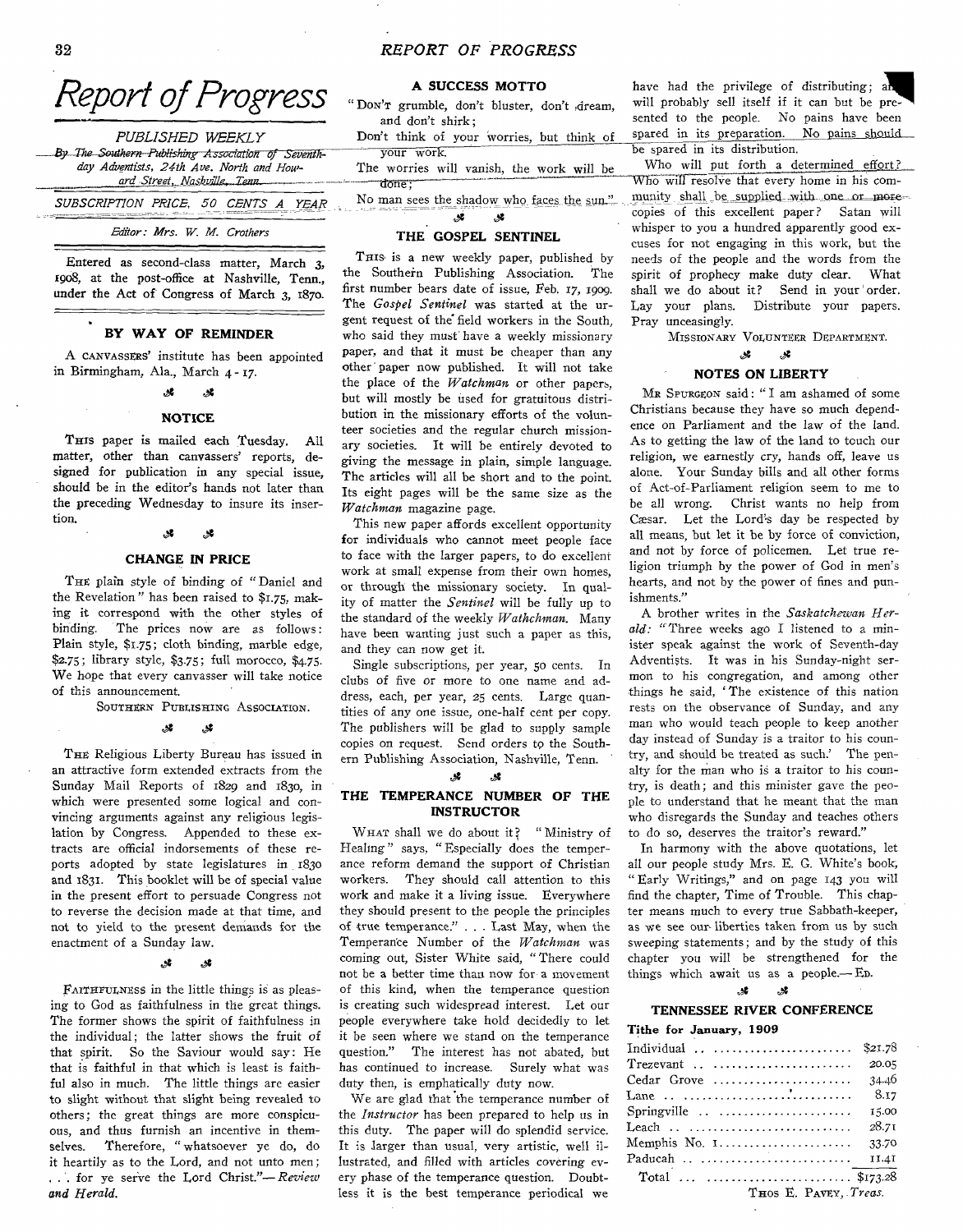# Report of Progress

*PUBLISHED WEEKLY*

*By The Southern Publishing Association of Seventh-day Adventists, 24th Ave. North and Howard Street, Nashville, Tenn.*

*SUBSCRIPTION PRICE, 50 CENTS A YEAR*

*Editor: Mrs. W. M. Crothers*

Entered as second-class matter, March 3, 1908, at the post-office at Nashville, Tenn., under the Act of Congress of March 3, 1870.

### BY WAY OF REMINDER

A CANVASSERS' institute has been appointed in Birmingham, Ala., March 4 - 17.

### NOTICE

THIS paper is mailed each Tuesday. All matter, other than canvassers' reports, designed for publication in any special issue, should be in the editor's hands not later than the preceding Wednesday to insure its insertion.

### CHANGE IN PRICE

THE plain style of binding of "Daniel and the Revelation" has been raised to $1.75, making it correspond with the other styles of binding. The prices now are as follows: Plain style, $1.75; cloth binding, marble edge, $2.75; library style, $3.75; full morocco, $4.75. We hope that every canvasser will take notice of this announcement.

SOUTHERN PUBLISHING ASSOCIATION.

THE Religious Liberty Bureau has issued in an attractive form extended extracts from the Sunday Mail Reports of 1829 and 1830, in which were presented some logical and convincing arguments against any religious legislation by Congress. Appended to these extracts are official indorsements of these reports adopted by state legislatures in 1830 and 1831. This booklet will be of special value in the present effort to persuade Congress not to reverse the decision made at that time, and not to yield to the present demands for the enactment of a Sunday law.

FAITHFULNESS in the little things is as pleasing to God as faithfulness in the great things. The former shows the spirit of faithfulness in the individual; the latter shows the fruit of that spirit. So the Saviour would say: He that is faithful in that which is least is faithful also in much. The little things are easier to slight without that slight being revealed to others; the great things are more conspicuous, and thus furnish an incentive in themselves. Therefore, "whatsoever ye do, do it heartily as to the Lord, and not unto men; . . . for ye serve the Lord Christ."— *Review and Herald.*

### A SUCCESS MOTTO

"DON'T grumble, don't bluster, don't dream, and don't shirk;
Don't think of your worries, but think of your work.
The worries will vanish, the work will be done;
No man sees the shadow who faces the sun."

### THE GOSPEL SENTINEL

THIS is a new weekly paper, published by the Southern Publishing Association. The first number bears date of issue, Feb. 17, 1909. The *Gospel Sentinel* was started at the urgent request of the field workers in the South, who said they must have a weekly missionary paper, and that it must be cheaper than any other paper now published. It will not take the place of the *Watchman* or other papers, but will mostly be used for gratuitous distribution in the missionary efforts of the volunteer societies and the regular church missionary societies. It will be entirely devoted to giving the message in plain, simple language. The articles will all be short and to the point. Its eight pages will be the same size as the *Watchman* magazine page.

This new paper affords excellent opportunity for individuals who cannot meet people face to face with the larger papers, to do excellent work at small expense from their own homes, or through the missionary society. In quality of matter the *Sentinel* will be fully up to the standard of the weekly *Wathchman.* Many have been wanting just such a paper as this, and they can now get it.

Single subscriptions, per year, 50 cents. In clubs of five or more to one name and address, each, per year, 25 cents. Large quantities of any one issue, one-half cent per copy. The publishers will be glad to supply sample copies on request. Send orders to the Southern Publishing Association, Nashville, Tenn.

### THE TEMPERANCE NUMBER OF THE INSTRUCTOR

WHAT shall we do about it? "Ministry of Healing" says, "Especially does the temperance reform demand the support of Christian workers. They should call attention to this work and make it a living issue. Everywhere they should present to the people the principles of true temperance." . . . Last May, when the Temperance Number of the *Watchman* was coming out, Sister White said, "There could not be a better time than now for a movement of this kind, when the temperance question is creating such widespread interest. Let our people everywhere take hold decidedly to let it be seen where we stand on the temperance question." The interest has not abated, but has continued to increase. Surely what was duty then, is emphatically duty now.

We are glad that the temperance number of the *Instructor* has been prepared to help us in this duty. The paper will do splendid service. It is larger than usual, very artistic, well illustrated, and filled with articles covering every phase of the temperance question. Doubtless it is the best temperance periodical we have had the privilege of distributing; and will probably sell itself if it can but be presented to the people. No pains have been spared in its preparation. No pains should be spared in its distribution.

Who will put forth a determined effort? Who will resolve that every home in his community shall be supplied with one or more copies of this excellent paper? Satan will whisper to you a hundred apparently good excuses for not engaging in this work, but the needs of the people and the words from the spirit of prophecy make duty clear. What shall we do about it? Send in your order. Lay your plans. Distribute your papers. Pray unceasingly.

MISSIONARY VOLUNTEER DEPARTMENT.

### NOTES ON LIBERTY

MR SPURGEON said: "I am ashamed of some Christians because they have so much dependence on Parliament and the law of the land. As to getting the law of the land to touch our religion, we earnestly cry, hands off, leave us alone. Your Sunday bills and all other forms of Act-of-Parliament religion seem to me to be all wrong. Christ wants no help from Cæsar. Let the Lord's day be respected by all means, but let it be by force of conviction, and not by force of policemen. Let true religion triumph by the power of God in men's hearts, and not by the power of fines and punishments."

A brother writes in the *Saskatchewan Herald:* "Three weeks ago I listened to a minister speak against the work of Seventh-day Adventists. It was in his Sunday-night sermon to his congregation, and among other things he said, 'The existence of this nation rests on the observance of Sunday, and any man who would teach people to keep another day instead of Sunday is a traitor to his country, and should be treated as such.' The penalty for the man who is a traitor to his country, is death; and this minister gave the people to understand that he meant that the man who disregards the Sunday and teaches others to do so, deserves the traitor's reward."

In harmony with the above quotations, let all our people study Mrs. E. G. White's book, "Early Writings," and on page 143 you will find the chapter, Time of Trouble. This chapter means much to every true Sabbath-keeper, as we see our liberties taken from us by such sweeping statements; and by the study of this chapter you will be strengthened for the things which await us as a people.— ED.

### TENNESSEE RIVER CONFERENCE

**Tithe for January, 1909**

| | |
|---|---|
| Individual | $21.78 |
| Trezevant | 20.05 |
| Cedar Grove | 34.46 |
| Lane | 8.17 |
| Springville | 15.00 |
| Leach | 28.71 |
| Memphis No. 1 | 33.70 |
| Paducah | 11.41 |
| Total | $173.28 |

THOS E. PAVEY, *Treas.*